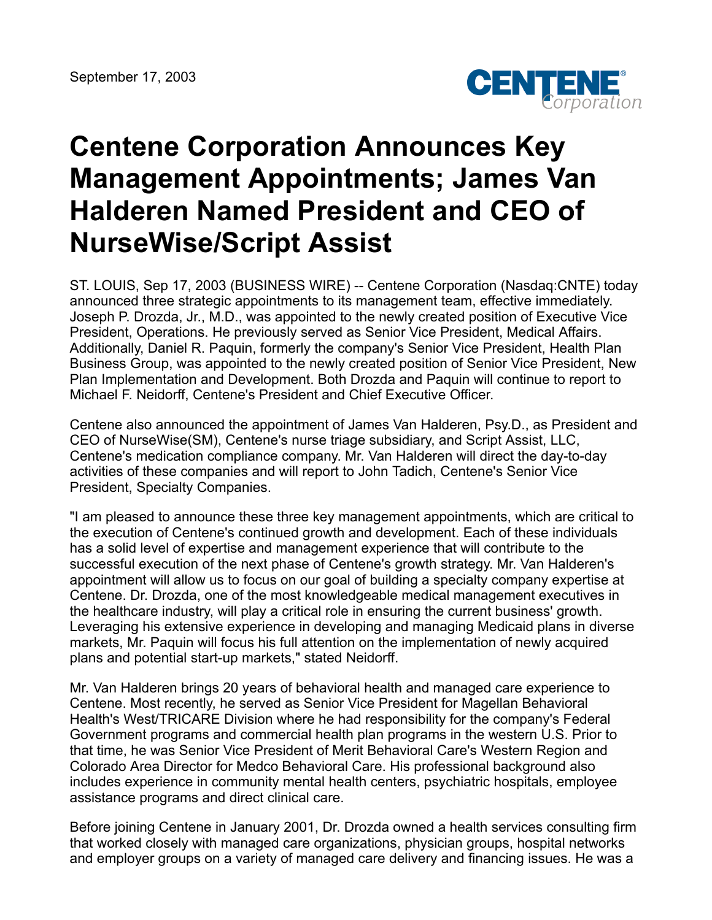September 17, 2003

# Centene Corporation Announces Key Management Appointments; James Van Halderen Named President and CEO of NurseWise/Script Assist

ST. LOUIS, Sep 17, 2003 (BUSINESS WIRE) -- Centene Corporation (Nasdaq:CNTE) today announced three strategic appointments to its management team, effective immediately. Joseph P. Drozda, Jr., M.D., was appointed to the newly created position of Executive Vice President, Operations. He previously served as Senior Vice President, Medical Affairs. Additionally, Daniel R. Paquin, formerly the company's Senior Vice President, Health Plan Business Group, was appointed to the newly created position of Senior Vice President, New Plan Implementation and Development. Both Drozda and Paquin will continue to report to Michael F. Neidorff, Centene's President and Chief Executive Officer.

Centene also announced the appointment of James Van Halderen, Psy.D., as President and CEO of NurseWise(SM), Centene's nurse triage subsidiary, and Script Assist, LLC, Centene's medication compliance company. Mr. Van Halderen will direct the day-to-day activities of these companies and will report to John Tadich, Centene's Senior Vice President, Specialty Companies.

"I am pleased to announce these three key management appointments, which are critical to the execution of Centene's continued growth and development. Each of these individuals has a solid level of expertise and management experience that will contribute to the successful execution of the next phase of Centene's growth strategy. Mr. Van Halderen's appointment will allow us to focus on our goal of building a specialty company expertise at Centene. Dr. Drozda, one of the most knowledgeable medical management executives in the healthcare industry, will play a critical role in ensuring the current business' growth. Leveraging his extensive experience in developing and managing Medicaid plans in diverse markets, Mr. Paquin will focus his full attention on the implementation of newly acquired plans and potential start-up markets," stated Neidorff.

Mr. Van Halderen brings 20 years of behavioral health and managed care experience to Centene. Most recently, he served as Senior Vice President for Magellan Behavioral Health's West/TRICARE Division where he had responsibility for the company's Federal Government programs and commercial health plan programs in the western U.S. Prior to that time, he was Senior Vice President of Merit Behavioral Care's Western Region and Colorado Area Director for Medco Behavioral Care. His professional background also includes experience in community mental health centers, psychiatric hospitals, employee assistance programs and direct clinical care.

Before joining Centene in January 2001, Dr. Drozda owned a health services consulting firm that worked closely with managed care organizations, physician groups, hospital networks and employer groups on a variety of managed care delivery and financing issues. He was a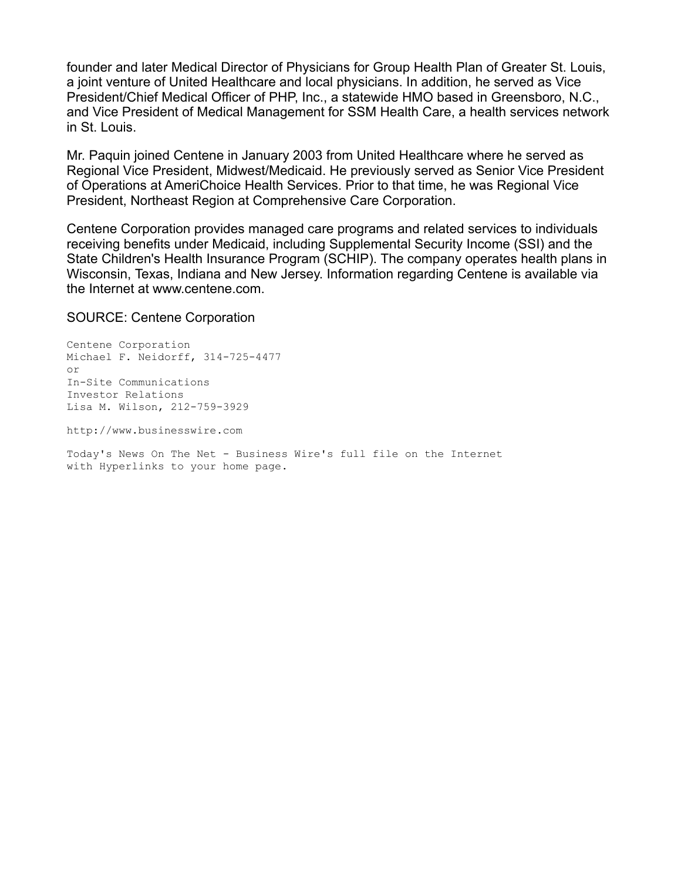founder and later Medical Director of Physicians for Group Health Plan of Greater St. Louis, a joint venture of United Healthcare and local physicians. In addition, he served as Vice President/Chief Medical Officer of PHP, Inc., a statewide HMO based in Greensboro, N.C., and Vice President of Medical Management for SSM Health Care, a health services network in St. Louis.

Mr. Paquin joined Centene in January 2003 from United Healthcare where he served as Regional Vice President, Midwest/Medicaid. He previously served as Senior Vice President of Operations at AmeriChoice Health Services. Prior to that time, he was Regional Vice President, Northeast Region at Comprehensive Care Corporation.

Centene Corporation provides managed care programs and related services to individuals receiving benefits under Medicaid, including Supplemental Security Income (SSI) and the State Children's Health Insurance Program (SCHIP). The company operates health plans in Wisconsin, Texas, Indiana and New Jersey. Information regarding Centene is available via the Internet at www.centene.com.

SOURCE: Centene Corporation

```
Centene Corporation
Michael F. Neidorff, 314-725-4477
or
In-Site Communications
Investor Relations
Lisa M. Wilson, 212-759-3929

http://www.businesswire.com

Today's News On The Net - Business Wire's full file on the Internet
with Hyperlinks to your home page.
```